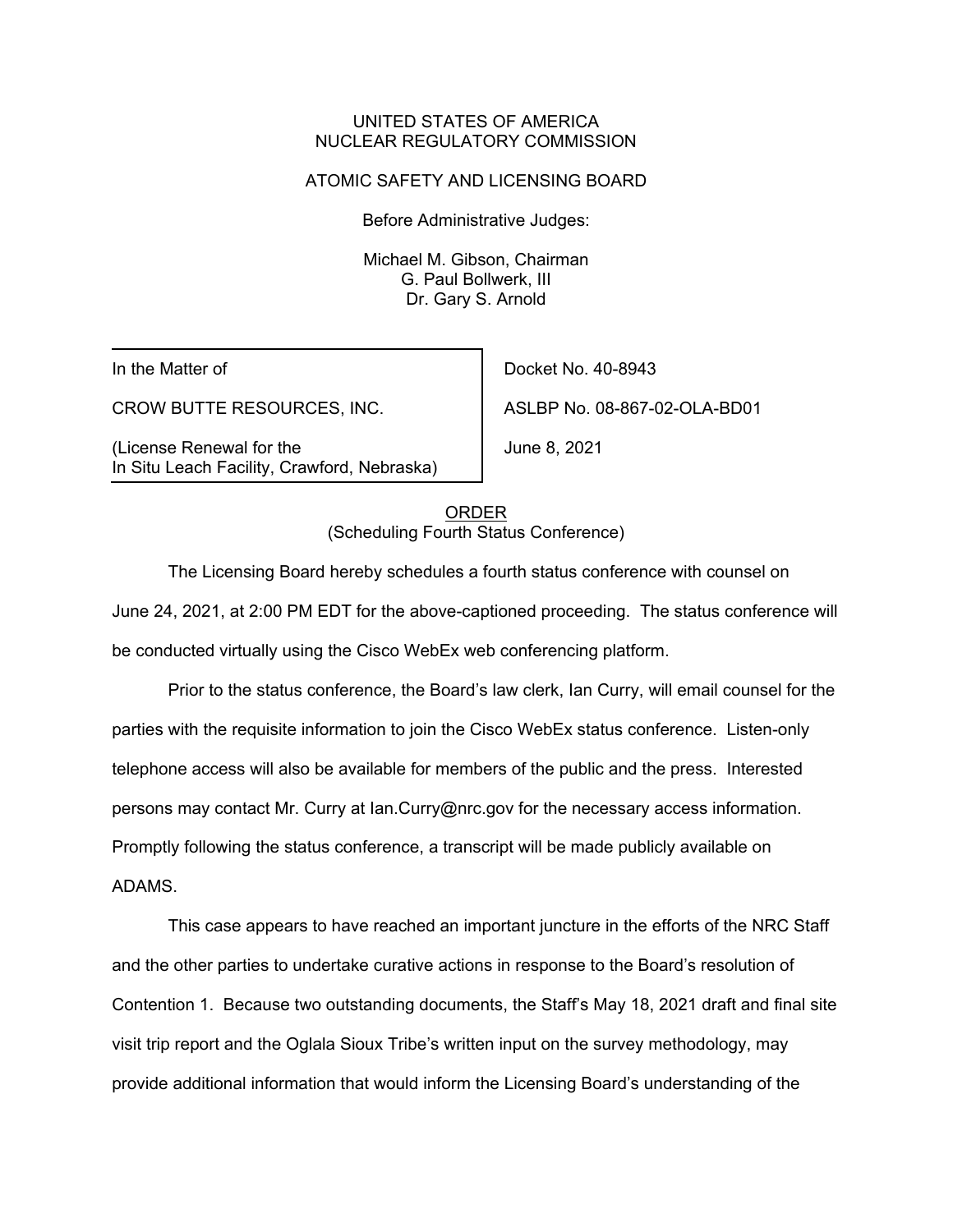UNITED STATES OF AMERICA
NUCLEAR REGULATORY COMMISSION

ATOMIC SAFETY AND LICENSING BOARD

Before Administrative Judges:

Michael M. Gibson, Chairman
G. Paul Bollwerk, III
Dr. Gary S. Arnold

| | |
|---|---|
| In the Matter of | Docket No. 40-8943 |
| CROW BUTTE RESOURCES, INC. | ASLBP No. 08-867-02-OLA-BD01 |
| (License Renewal for the In Situ Leach Facility, Crawford, Nebraska) | June 8, 2021 |

ORDER
(Scheduling Fourth Status Conference)

The Licensing Board hereby schedules a fourth status conference with counsel on June 24, 2021, at 2:00 PM EDT for the above-captioned proceeding. The status conference will be conducted virtually using the Cisco WebEx web conferencing platform.

Prior to the status conference, the Board's law clerk, Ian Curry, will email counsel for the parties with the requisite information to join the Cisco WebEx status conference. Listen-only telephone access will also be available for members of the public and the press. Interested persons may contact Mr. Curry at Ian.Curry@nrc.gov for the necessary access information. Promptly following the status conference, a transcript will be made publicly available on ADAMS.

This case appears to have reached an important juncture in the efforts of the NRC Staff and the other parties to undertake curative actions in response to the Board's resolution of Contention 1. Because two outstanding documents, the Staff's May 18, 2021 draft and final site visit trip report and the Oglala Sioux Tribe's written input on the survey methodology, may provide additional information that would inform the Licensing Board's understanding of the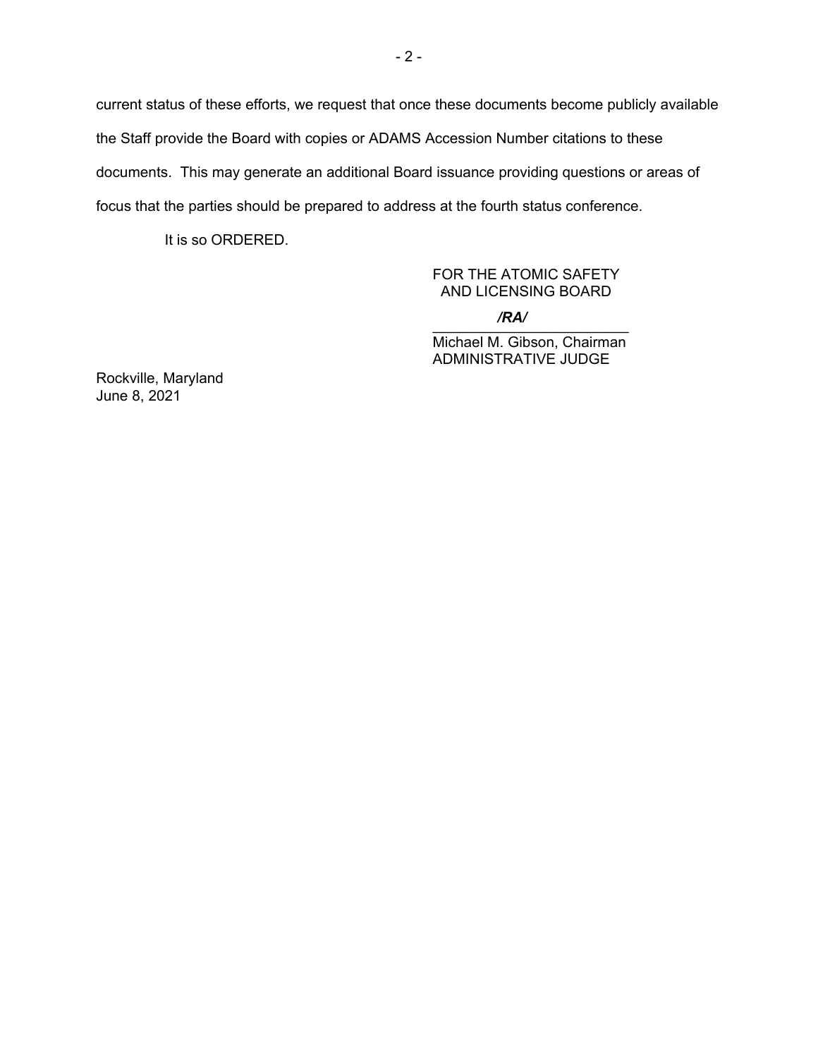current status of these efforts, we request that once these documents become publicly available the Staff provide the Board with copies or ADAMS Accession Number citations to these documents. This may generate an additional Board issuance providing questions or areas of focus that the parties should be prepared to address at the fourth status conference.

It is so ORDERED.

FOR THE ATOMIC SAFETY AND LICENSING BOARD

***/RA/***

Michael M. Gibson, Chairman
ADMINISTRATIVE JUDGE

Rockville, Maryland
June 8, 2021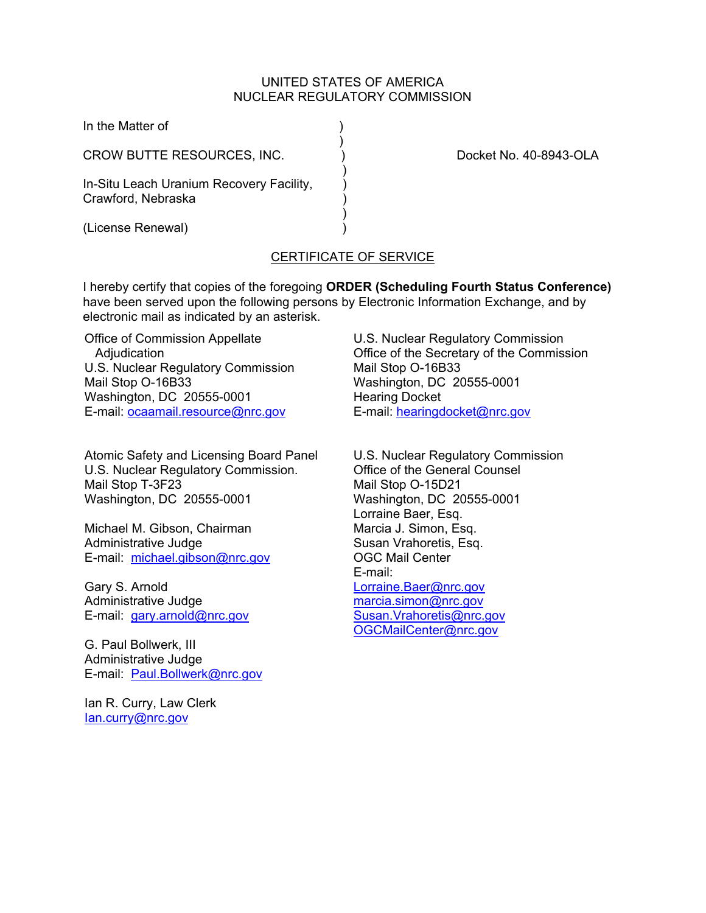UNITED STATES OF AMERICA
NUCLEAR REGULATORY COMMISSION

In the Matter of )
)
CROW BUTTE RESOURCES, INC. ) Docket No. 40-8943-OLA
)
In-Situ Leach Uranium Recovery Facility, )
Crawford, Nebraska )
)
(License Renewal) )

CERTIFICATE OF SERVICE

I hereby certify that copies of the foregoing **ORDER (Scheduling Fourth Status Conference)** have been served upon the following persons by Electronic Information Exchange, and by electronic mail as indicated by an asterisk.

Office of Commission Appellate
Adjudication
U.S. Nuclear Regulatory Commission
Mail Stop O-16B33
Washington, DC 20555-0001
E-mail: ocaamail.resource@nrc.gov

U.S. Nuclear Regulatory Commission
Office of the Secretary of the Commission
Mail Stop O-16B33
Washington, DC 20555-0001
Hearing Docket
E-mail: hearingdocket@nrc.gov

Atomic Safety and Licensing Board Panel
U.S. Nuclear Regulatory Commission.
Mail Stop T-3F23
Washington, DC 20555-0001

Michael M. Gibson, Chairman
Administrative Judge
E-mail: michael.gibson@nrc.gov

Gary S. Arnold
Administrative Judge
E-mail: gary.arnold@nrc.gov

G. Paul Bollwerk, III
Administrative Judge
E-mail: Paul.Bollwerk@nrc.gov

Ian R. Curry, Law Clerk
Ian.curry@nrc.gov

U.S. Nuclear Regulatory Commission
Office of the General Counsel
Mail Stop O-15D21
Washington, DC 20555-0001
Lorraine Baer, Esq.
Marcia J. Simon, Esq.
Susan Vrahoretis, Esq.
OGC Mail Center
E-mail:
Lorraine.Baer@nrc.gov
marcia.simon@nrc.gov
Susan.Vrahoretis@nrc.gov
OGCMailCenter@nrc.gov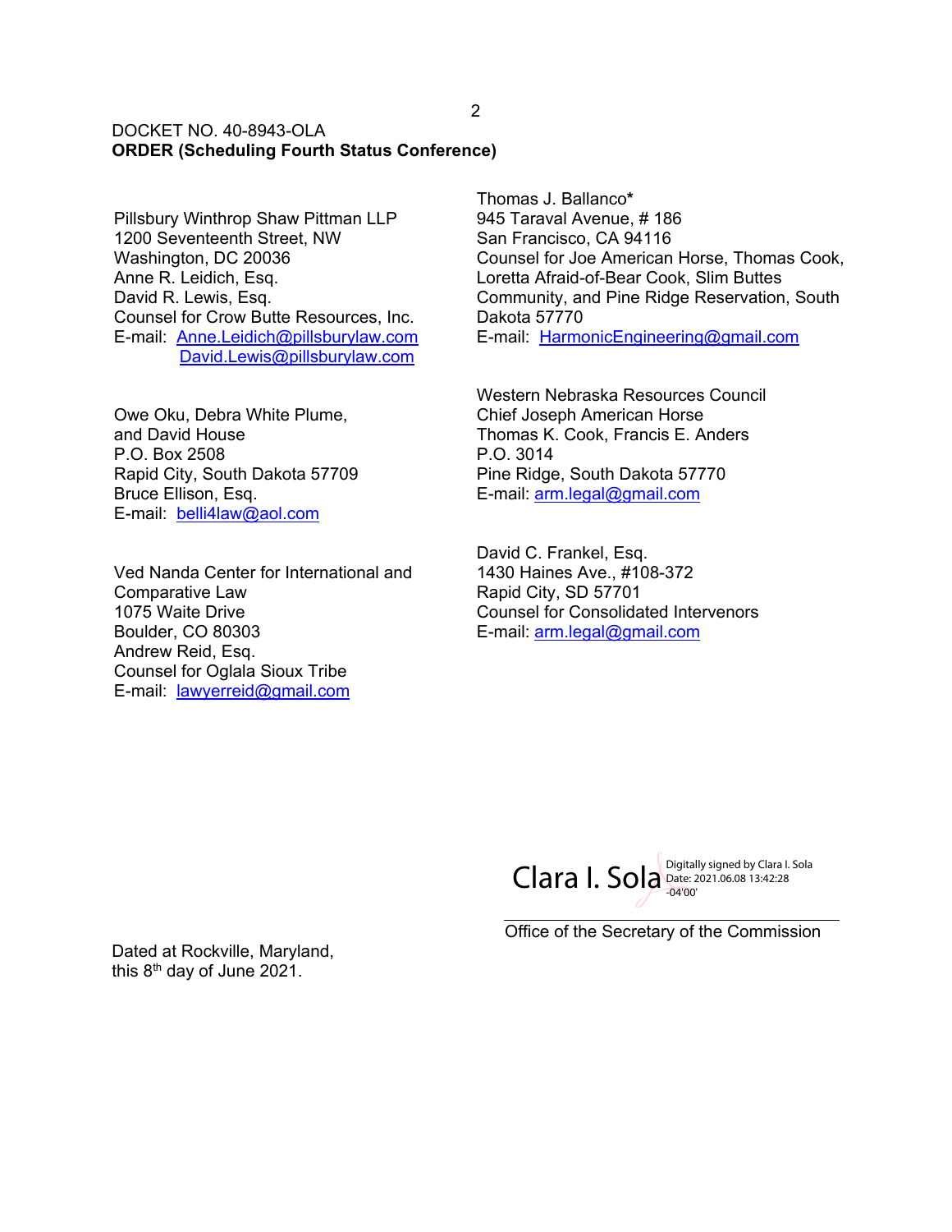DOCKET NO. 40-8943-OLA
**ORDER (Scheduling Fourth Status Conference)**

Pillsbury Winthrop Shaw Pittman LLP
1200 Seventeenth Street, NW
Washington, DC 20036
Anne R. Leidich, Esq.
David R. Lewis, Esq.
Counsel for Crow Butte Resources, Inc.
E-mail: Anne.Leidich@pillsburylaw.com
David.Lewis@pillsburylaw.com

Owe Oku, Debra White Plume,
and David House
P.O. Box 2508
Rapid City, South Dakota 57709
Bruce Ellison, Esq.
E-mail: belli4law@aol.com

Ved Nanda Center for International and Comparative Law
1075 Waite Drive
Boulder, CO 80303
Andrew Reid, Esq.
Counsel for Oglala Sioux Tribe
E-mail: lawyerreid@gmail.com

Thomas J. Ballanco*
945 Taraval Avenue, # 186
San Francisco, CA 94116
Counsel for Joe American Horse, Thomas Cook, Loretta Afraid-of-Bear Cook, Slim Buttes Community, and Pine Ridge Reservation, South Dakota 57770
E-mail: HarmonicEngineering@gmail.com

Western Nebraska Resources Council
Chief Joseph American Horse
Thomas K. Cook, Francis E. Anders
P.O. 3014
Pine Ridge, South Dakota 57770
E-mail: arm.legal@gmail.com

David C. Frankel, Esq.
1430 Haines Ave., #108-372
Rapid City, SD 57701
Counsel for Consolidated Intervenors
E-mail: arm.legal@gmail.com

Clara I. Sola
Digitally signed by Clara I. Sola
Date: 2021.06.08 13:42:28 -04'00'

Office of the Secretary of the Commission

Dated at Rockville, Maryland,
this 8th day of June 2021.